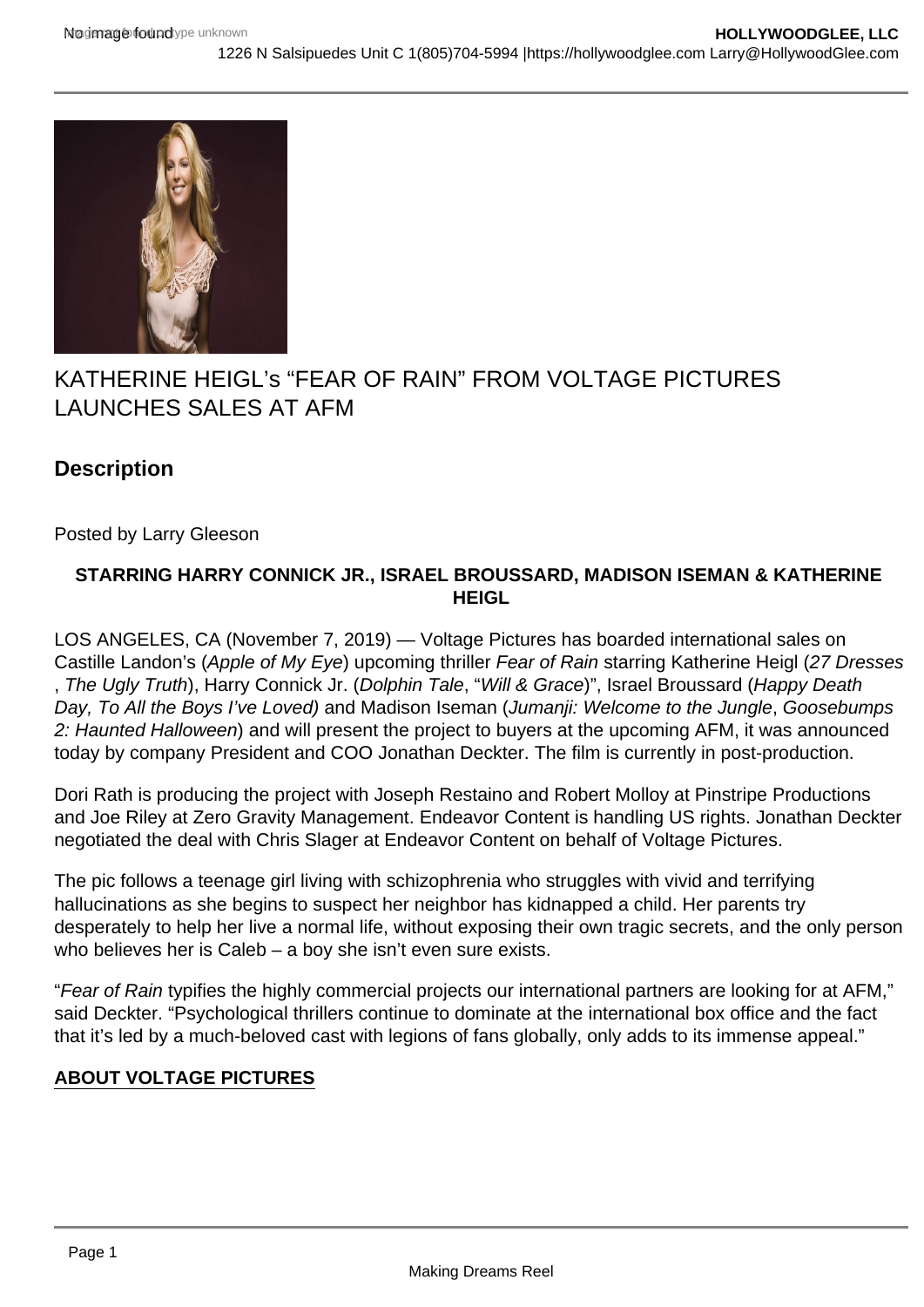# KATHERINE HEIGL's "FEAR OF RAIN" FROM VOLTAGE PICTURES LAUNCHES SALES AT AFM

## Description

Posted by Larry Gleeson

**STARRING HARRY CONNICK JR., ISRAEL BROUSSARD, MADISON ISEMAN & KATHERINE HEIGL**

LOS ANGELES, CA (November 7, 2019) — Voltage Pictures has boarded international sales on Castille Landon's (*Apple of My Eye*) upcoming thriller *Fear of Rain* starring Katherine Heigl (*27 Dresses*, *The Ugly Truth*), Harry Connick Jr. (*Dolphin Tale*, "*Will & Grace*)", Israel Broussard (*Happy Death Day, To All the Boys I've Loved)* and Madison Iseman (*Jumanji: Welcome to the Jungle*, *Goosebumps 2: Haunted Halloween*) and will present the project to buyers at the upcoming AFM, it was announced today by company President and COO Jonathan Deckter. The film is currently in post-production.

Dori Rath is producing the project with Joseph Restaino and Robert Molloy at Pinstripe Productions and Joe Riley at Zero Gravity Management. Endeavor Content is handling US rights. Jonathan Deckter negotiated the deal with Chris Slager at Endeavor Content on behalf of Voltage Pictures.

The pic follows a teenage girl living with schizophrenia who struggles with vivid and terrifying hallucinations as she begins to suspect her neighbor has kidnapped a child. Her parents try desperately to help her live a normal life, without exposing their own tragic secrets, and the only person who believes her is Caleb – a boy she isn't even sure exists.

"*Fear of Rain* typifies the highly commercial projects our international partners are looking for at AFM," said Deckter. "Psychological thrillers continue to dominate at the international box office and the fact that it's led by a much-beloved cast with legions of fans globally, only adds to its immense appeal."

**ABOUT VOLTAGE PICTURES**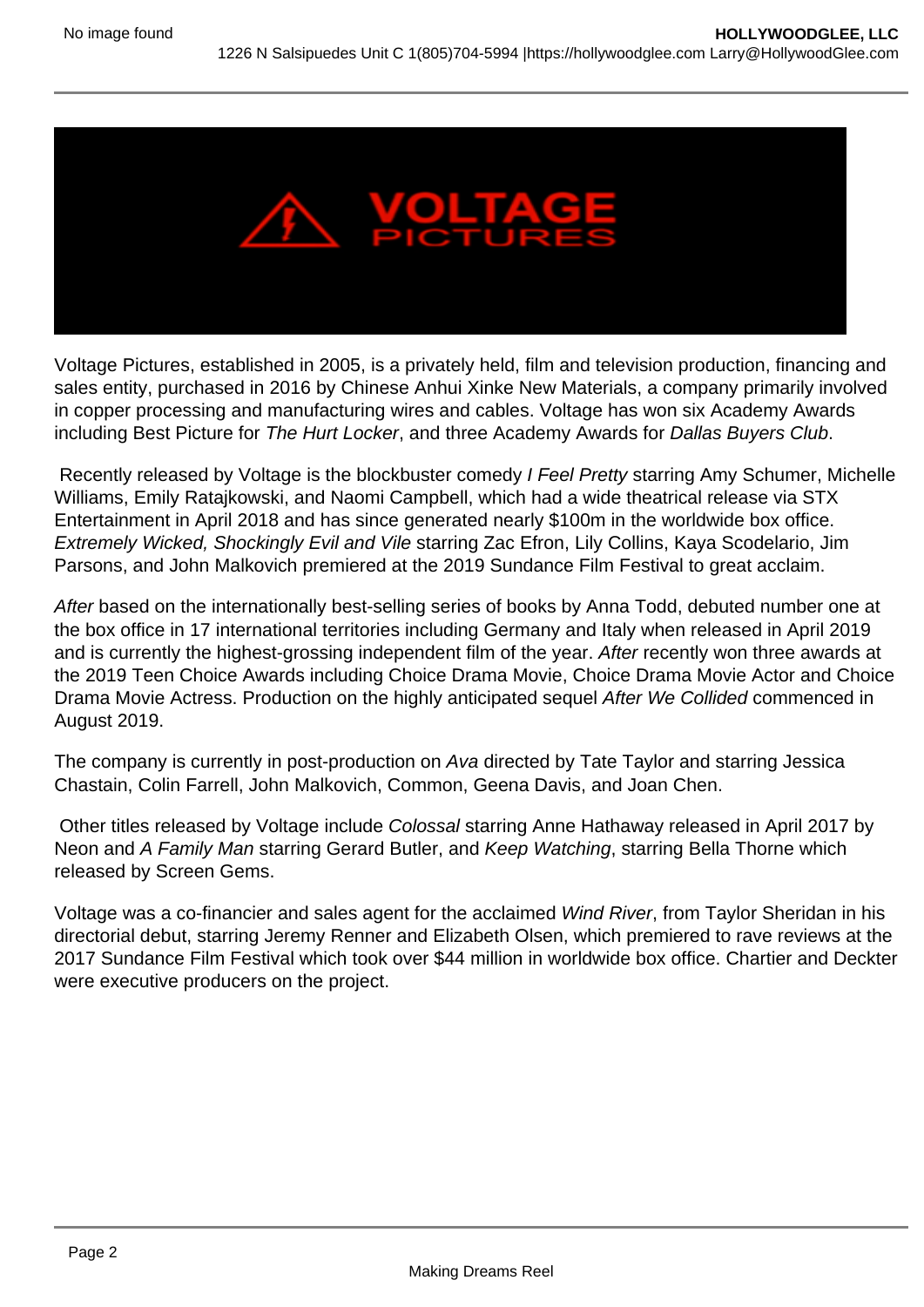Voltage Pictures, established in 2005, is a privately held, film and television production, financing and sales entity, purchased in 2016 by Chinese Anhui Xinke New Materials, a company primarily involved in copper processing and manufacturing wires and cables. Voltage has won six Academy Awards including Best Picture for *The Hurt Locker*, and three Academy Awards for *Dallas Buyers Club*.

Recently released by Voltage is the blockbuster comedy *I Feel Pretty* starring Amy Schumer, Michelle Williams, Emily Ratajkowski, and Naomi Campbell, which had a wide theatrical release via STX Entertainment in April 2018 and has since generated nearly $100m in the worldwide box office. *Extremely Wicked, Shockingly Evil and Vile* starring Zac Efron, Lily Collins, Kaya Scodelario, Jim Parsons, and John Malkovich premiered at the 2019 Sundance Film Festival to great acclaim.

*After* based on the internationally best-selling series of books by Anna Todd, debuted number one at the box office in 17 international territories including Germany and Italy when released in April 2019 and is currently the highest-grossing independent film of the year. *After* recently won three awards at the 2019 Teen Choice Awards including Choice Drama Movie, Choice Drama Movie Actor and Choice Drama Movie Actress. Production on the highly anticipated sequel *After We Collided* commenced in August 2019.

The company is currently in post-production on *Ava* directed by Tate Taylor and starring Jessica Chastain, Colin Farrell, John Malkovich, Common, Geena Davis, and Joan Chen.

Other titles released by Voltage include *Colossal* starring Anne Hathaway released in April 2017 by Neon and *A Family Man* starring Gerard Butler, and *Keep Watching*, starring Bella Thorne which released by Screen Gems.

Voltage was a co-financier and sales agent for the acclaimed *Wind River*, from Taylor Sheridan in his directorial debut, starring Jeremy Renner and Elizabeth Olsen, which premiered to rave reviews at the 2017 Sundance Film Festival which took over $44 million in worldwide box office. Chartier and Deckter were executive producers on the project.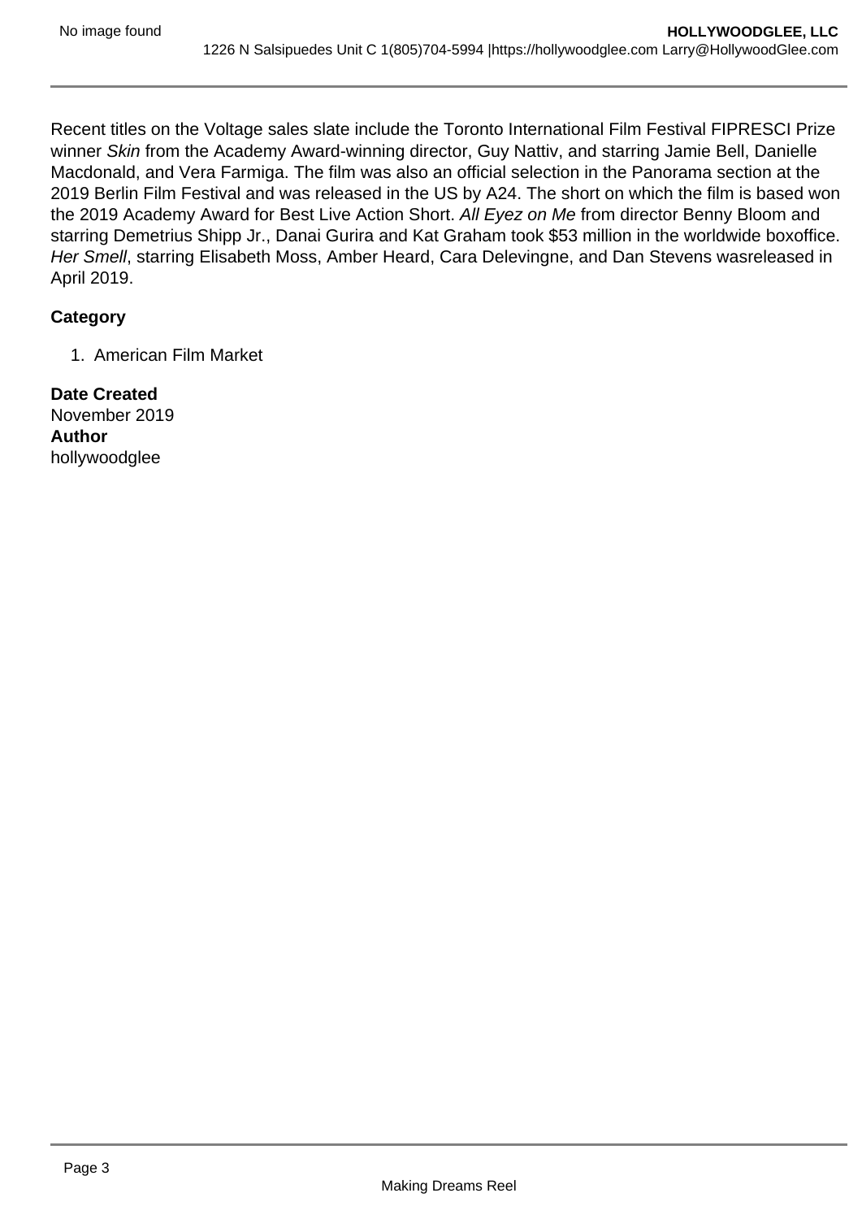Recent titles on the Voltage sales slate include the Toronto International Film Festival FIPRESCI Prize winner *Skin* from the Academy Award-winning director, Guy Nattiv, and starring Jamie Bell, Danielle Macdonald, and Vera Farmiga. The film was also an official selection in the Panorama section at the 2019 Berlin Film Festival and was released in the US by A24. The short on which the film is based won the 2019 Academy Award for Best Live Action Short. *All Eyez on Me* from director Benny Bloom and starring Demetrius Shipp Jr., Danai Gurira and Kat Graham took $53 million in the worldwide boxoffice. *Her Smell*, starring Elisabeth Moss, Amber Heard, Cara Delevingne, and Dan Stevens wasreleased in April 2019.

**Category**

1. American Film Market

**Date Created**
November 2019
**Author**
hollywoodglee